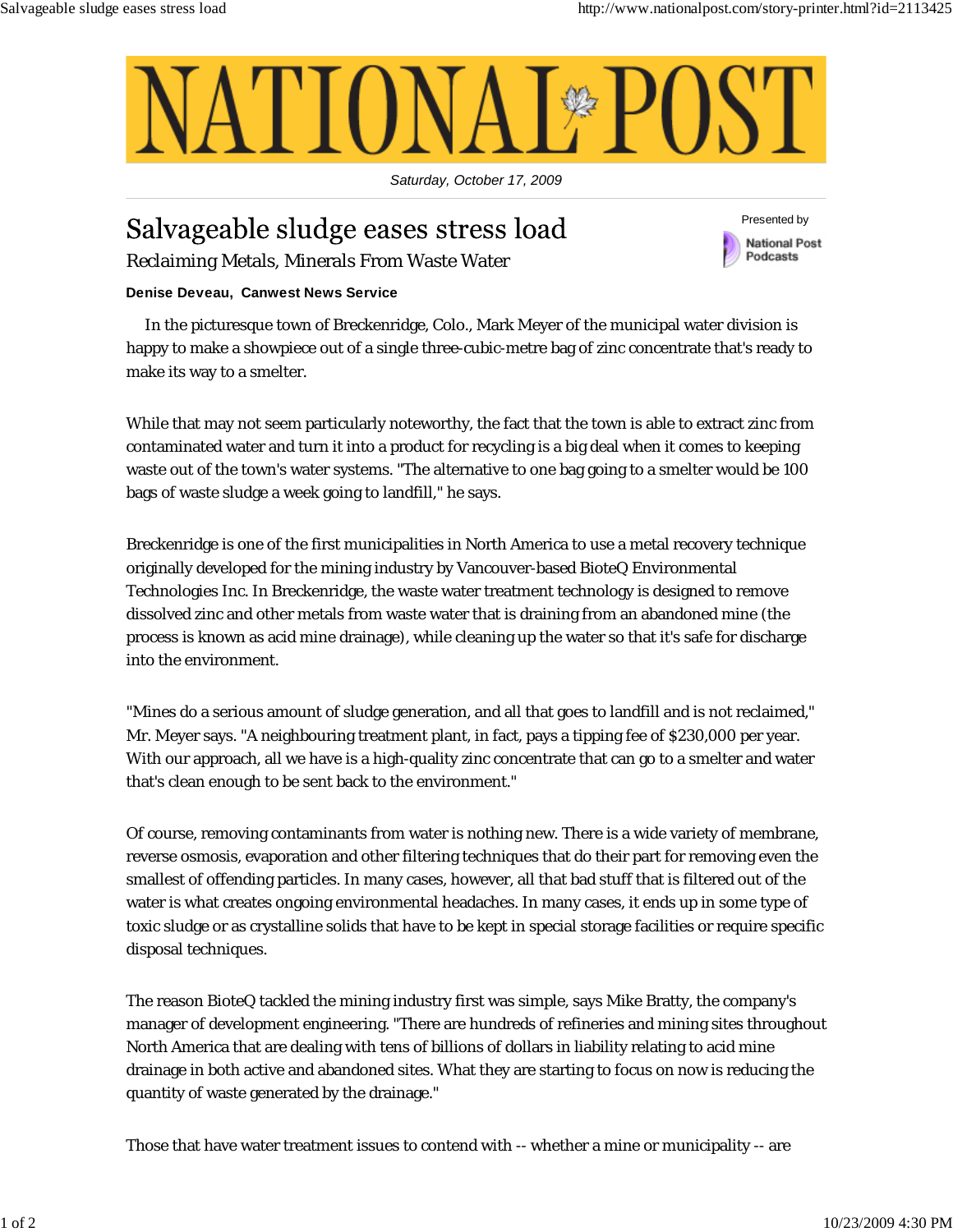# NATIONAL POST

Saturday, October 17, 2009

## Salvageable sludge eases stress load

### Reclaiming Metals, Minerals From Waste Water

Presented by National Post Podcasts

**Denise Deveau, Canwest News Service**

In the picturesque town of Breckenridge, Colo., Mark Meyer of the municipal water division is happy to make a showpiece out of a single three-cubic-metre bag of zinc concentrate that's ready to make its way to a smelter.

While that may not seem particularly noteworthy, the fact that the town is able to extract zinc from contaminated water and turn it into a product for recycling is a big deal when it comes to keeping waste out of the town's water systems. "The alternative to one bag going to a smelter would be 100 bags of waste sludge a week going to landfill," he says.

Breckenridge is one of the first municipalities in North America to use a metal recovery technique originally developed for the mining industry by Vancouver-based BioteQ Environmental Technologies Inc. In Breckenridge, the waste water treatment technology is designed to remove dissolved zinc and other metals from waste water that is draining from an abandoned mine (the process is known as acid mine drainage), while cleaning up the water so that it's safe for discharge into the environment.

"Mines do a serious amount of sludge generation, and all that goes to landfill and is not reclaimed," Mr. Meyer says. "A neighbouring treatment plant, in fact, pays a tipping fee of $230,000 per year. With our approach, all we have is a high-quality zinc concentrate that can go to a smelter and water that's clean enough to be sent back to the environment."

Of course, removing contaminants from water is nothing new. There is a wide variety of membrane, reverse osmosis, evaporation and other filtering techniques that do their part for removing even the smallest of offending particles. In many cases, however, all that bad stuff that is filtered out of the water is what creates ongoing environmental headaches. In many cases, it ends up in some type of toxic sludge or as crystalline solids that have to be kept in special storage facilities or require specific disposal techniques.

The reason BioteQ tackled the mining industry first was simple, says Mike Bratty, the company's manager of development engineering. "There are hundreds of refineries and mining sites throughout North America that are dealing with tens of billions of dollars in liability relating to acid mine drainage in both active and abandoned sites. What they are starting to focus on now is reducing the quantity of waste generated by the drainage."

Those that have water treatment issues to contend with -- whether a mine or municipality -- are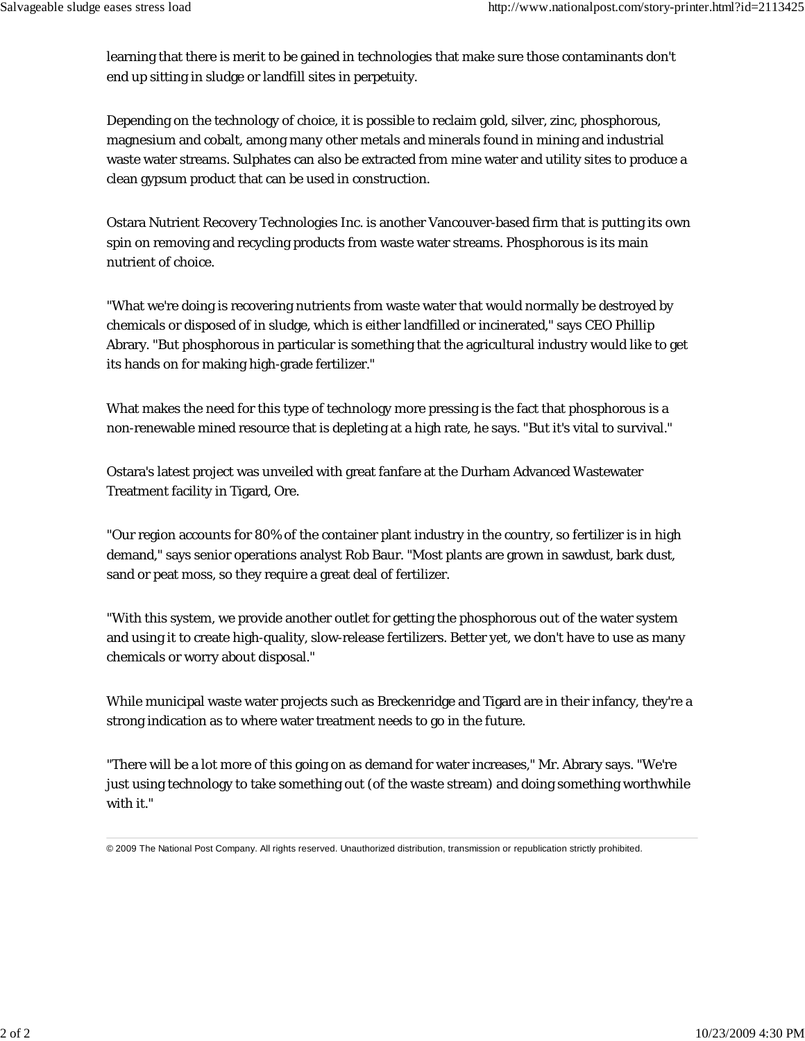learning that there is merit to be gained in technologies that make sure those contaminants don't end up sitting in sludge or landfill sites in perpetuity.

Depending on the technology of choice, it is possible to reclaim gold, silver, zinc, phosphorous, magnesium and cobalt, among many other metals and minerals found in mining and industrial waste water streams. Sulphates can also be extracted from mine water and utility sites to produce a clean gypsum product that can be used in construction.

Ostara Nutrient Recovery Technologies Inc. is another Vancouver-based firm that is putting its own spin on removing and recycling products from waste water streams. Phosphorous is its main nutrient of choice.

"What we're doing is recovering nutrients from waste water that would normally be destroyed by chemicals or disposed of in sludge, which is either landfilled or incinerated," says CEO Phillip Abrary. "But phosphorous in particular is something that the agricultural industry would like to get its hands on for making high-grade fertilizer."

What makes the need for this type of technology more pressing is the fact that phosphorous is a non-renewable mined resource that is depleting at a high rate, he says. "But it's vital to survival."

Ostara's latest project was unveiled with great fanfare at the Durham Advanced Wastewater Treatment facility in Tigard, Ore.

"Our region accounts for 80% of the container plant industry in the country, so fertilizer is in high demand," says senior operations analyst Rob Baur. "Most plants are grown in sawdust, bark dust, sand or peat moss, so they require a great deal of fertilizer.

"With this system, we provide another outlet for getting the phosphorous out of the water system and using it to create high-quality, slow-release fertilizers. Better yet, we don't have to use as many chemicals or worry about disposal."

While municipal waste water projects such as Breckenridge and Tigard are in their infancy, they're a strong indication as to where water treatment needs to go in the future.

"There will be a lot more of this going on as demand for water increases," Mr. Abrary says. "We're just using technology to take something out (of the waste stream) and doing something worthwhile with it."

© 2009 The National Post Company. All rights reserved. Unauthorized distribution, transmission or republication strictly prohibited.